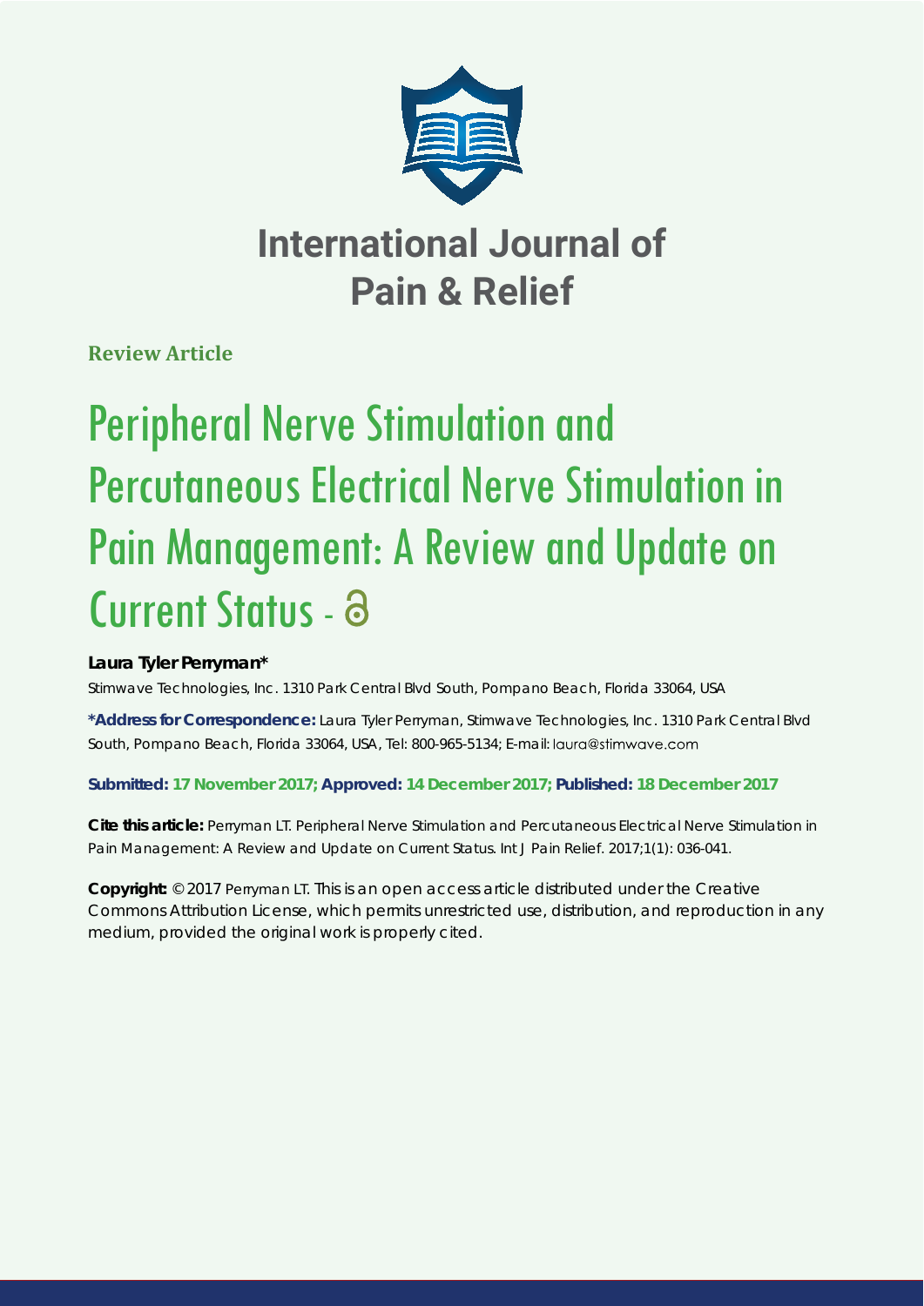# International Journal of Pain & Relief

**Review Article**

# Peripheral Nerve Stimulation and Percutaneous Electrical Nerve Stimulation in Pain Management: A Review and Update on Current Status -

**Laura Tyler Perryman***

Stimwave Technologies, Inc. 1310 Park Central Blvd South, Pompano Beach, Florida 33064, USA

**\*Address for Correspondence:** Laura Tyler Perryman, Stimwave Technologies, Inc. 1310 Park Central Blvd South, Pompano Beach, Florida 33064, USA, Tel: 800-965-5134; E-mail: laura@stimwave.com

**Submitted: 17 November 2017; Approved: 14 December 2017; Published: 18 December 2017**

**Cite this article:** Perryman LT. Peripheral Nerve Stimulation and Percutaneous Electrical Nerve Stimulation in Pain Management: A Review and Update on Current Status. Int J Pain Relief. 2017;1(1): 036-041.

**Copyright:** © 2017 Perryman LT. This is an open access article distributed under the Creative Commons Attribution License, which permits unrestricted use, distribution, and reproduction in any medium, provided the original work is properly cited.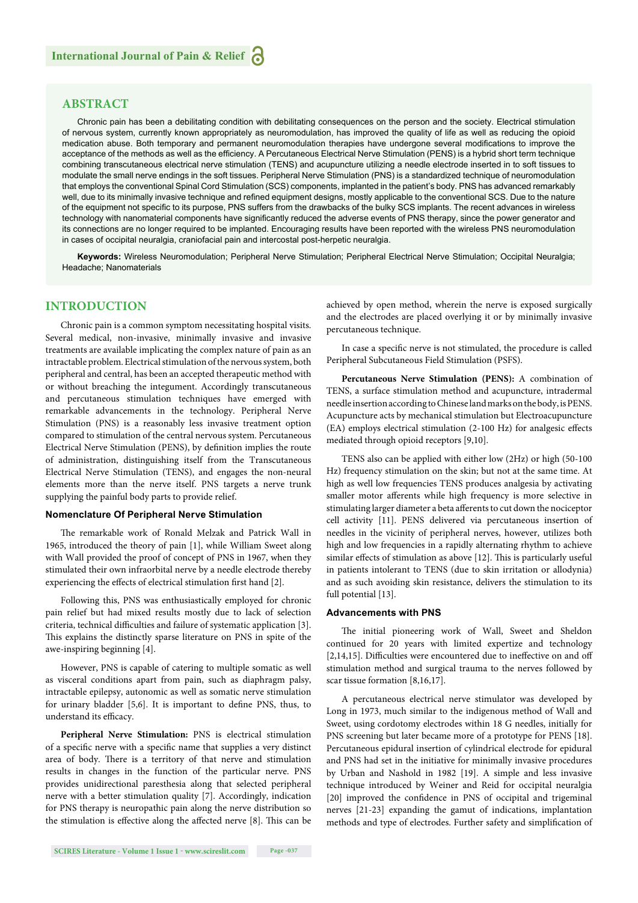## ABSTRACT

Chronic pain has been a debilitating condition with debilitating consequences on the person and the society. Electrical stimulation of nervous system, currently known appropriately as neuromodulation, has improved the quality of life as well as reducing the opioid medication abuse. Both temporary and permanent neuromodulation therapies have undergone several modifications to improve the acceptance of the methods as well as the efficiency. A Percutaneous Electrical Nerve Stimulation (PENS) is a hybrid short term technique combining transcutaneous electrical nerve stimulation (TENS) and acupuncture utilizing a needle electrode inserted in to soft tissues to modulate the small nerve endings in the soft tissues. Peripheral Nerve Stimulation (PNS) is a standardized technique of neuromodulation that employs the conventional Spinal Cord Stimulation (SCS) components, implanted in the patient's body. PNS has advanced remarkably well, due to its minimally invasive technique and refined equipment designs, mostly applicable to the conventional SCS. Due to the nature of the equipment not specific to its purpose, PNS suffers from the drawbacks of the bulky SCS implants. The recent advances in wireless technology with nanomaterial components have significantly reduced the adverse events of PNS therapy, since the power generator and its connections are no longer required to be implanted. Encouraging results have been reported with the wireless PNS neuromodulation in cases of occipital neuralgia, craniofacial pain and intercostal post-herpetic neuralgia.

**Keywords:** Wireless Neuromodulation; Peripheral Nerve Stimulation; Peripheral Electrical Nerve Stimulation; Occipital Neuralgia; Headache; Nanomaterials

## INTRODUCTION

Chronic pain is a common symptom necessitating hospital visits. Several medical, non-invasive, minimally invasive and invasive treatments are available implicating the complex nature of pain as an intractable problem. Electrical stimulation of the nervous system, both peripheral and central, has been an accepted therapeutic method with or without breaching the integument. Accordingly transcutaneous and percutaneous stimulation techniques have emerged with remarkable advancements in the technology. Peripheral Nerve Stimulation (PNS) is a reasonably less invasive treatment option compared to stimulation of the central nervous system. Percutaneous Electrical Nerve Stimulation (PENS), by definition implies the route of administration, distinguishing itself from the Transcutaneous Electrical Nerve Stimulation (TENS), and engages the non-neural elements more than the nerve itself. PNS targets a nerve trunk supplying the painful body parts to provide relief.

### Nomenclature Of Peripheral Nerve Stimulation

The remarkable work of Ronald Melzak and Patrick Wall in 1965, introduced the theory of pain [1], while William Sweet along with Wall provided the proof of concept of PNS in 1967, when they stimulated their own infraorbital nerve by a needle electrode thereby experiencing the effects of electrical stimulation first hand [2].

Following this, PNS was enthusiastically employed for chronic pain relief but had mixed results mostly due to lack of selection criteria, technical difficulties and failure of systematic application [3]. This explains the distinctly sparse literature on PNS in spite of the awe-inspiring beginning [4].

However, PNS is capable of catering to multiple somatic as well as visceral conditions apart from pain, such as diaphragm palsy, intractable epilepsy, autonomic as well as somatic nerve stimulation for urinary bladder [5,6]. It is important to define PNS, thus, to understand its efficacy.

**Peripheral Nerve Stimulation:** PNS is electrical stimulation of a specific nerve with a specific name that supplies a very distinct area of body. There is a territory of that nerve and stimulation results in changes in the function of the particular nerve. PNS provides unidirectional paresthesia along that selected peripheral nerve with a better stimulation quality [7]. Accordingly, indication for PNS therapy is neuropathic pain along the nerve distribution so the stimulation is effective along the affected nerve [8]. This can be achieved by open method, wherein the nerve is exposed surgically and the electrodes are placed overlying it or by minimally invasive percutaneous technique.

In case a specific nerve is not stimulated, the procedure is called Peripheral Subcutaneous Field Stimulation (PSFS).

**Percutaneous Nerve Stimulation (PENS):** A combination of TENS, a surface stimulation method and acupuncture, intradermal needle insertion according to Chinese land marks on the body, is PENS. Acupuncture acts by mechanical stimulation but Electroacupuncture (EA) employs electrical stimulation (2-100 Hz) for analgesic effects mediated through opioid receptors [9,10].

TENS also can be applied with either low (2Hz) or high (50-100 Hz) frequency stimulation on the skin; but not at the same time. At high as well low frequencies TENS produces analgesia by activating smaller motor afferents while high frequency is more selective in stimulating larger diameter a beta afferents to cut down the nociceptor cell activity [11]. PENS delivered via percutaneous insertion of needles in the vicinity of peripheral nerves, however, utilizes both high and low frequencies in a rapidly alternating rhythm to achieve similar effects of stimulation as above [12]. This is particularly useful in patients intolerant to TENS (due to skin irritation or allodynia) and as such avoiding skin resistance, delivers the stimulation to its full potential [13].

### Advancements with PNS

The initial pioneering work of Wall, Sweet and Sheldon continued for 20 years with limited expertize and technology [2,14,15]. Difficulties were encountered due to ineffective on and off stimulation method and surgical trauma to the nerves followed by scar tissue formation [8,16,17].

A percutaneous electrical nerve stimulator was developed by Long in 1973, much similar to the indigenous method of Wall and Sweet, using cordotomy electrodes within 18 G needles, initially for PNS screening but later became more of a prototype for PENS [18]. Percutaneous epidural insertion of cylindrical electrode for epidural and PNS had set in the initiative for minimally invasive procedures by Urban and Nashold in 1982 [19]. A simple and less invasive technique introduced by Weiner and Reid for occipital neuralgia [20] improved the confidence in PNS of occipital and trigeminal nerves [21-23] expanding the gamut of indications, implantation methods and type of electrodes. Further safety and simplification of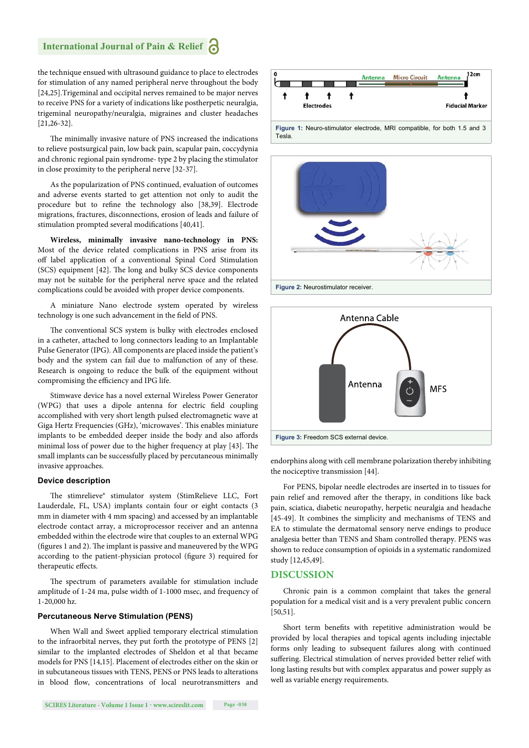the technique ensued with ultrasound guidance to place to electrodes for stimulation of any named peripheral nerve throughout the body [24,25].Trigeminal and occipital nerves remained to be major nerves to receive PNS for a variety of indications like postherpetic neuralgia, trigeminal neuropathy/neuralgia, migraines and cluster headaches [21,26-32].

The minimally invasive nature of PNS increased the indications to relieve postsurgical pain, low back pain, scapular pain, coccydynia and chronic regional pain syndrome- type 2 by placing the stimulator in close proximity to the peripheral nerve [32-37].

As the popularization of PNS continued, evaluation of outcomes and adverse events started to get attention not only to audit the procedure but to refine the technology also [38,39]. Electrode migrations, fractures, disconnections, erosion of leads and failure of stimulation prompted several modifications [40,41].

**Wireless, minimally invasive nano-technology in PNS:** Most of the device related complications in PNS arise from its off label application of a conventional Spinal Cord Stimulation (SCS) equipment [42]. The long and bulky SCS device components may not be suitable for the peripheral nerve space and the related complications could be avoided with proper device components.

A miniature Nano electrode system operated by wireless technology is one such advancement in the field of PNS.

The conventional SCS system is bulky with electrodes enclosed in a catheter, attached to long connectors leading to an Implantable Pulse Generator (IPG). All components are placed inside the patient's body and the system can fail due to malfunction of any of these. Research is ongoing to reduce the bulk of the equipment without compromising the efficiency and IPG life.

Stimwave device has a novel external Wireless Power Generator (WPG) that uses a dipole antenna for electric field coupling accomplished with very short length pulsed electromagnetic wave at Giga Hertz Frequencies (GHz), 'microwaves'. This enables miniature implants to be embedded deeper inside the body and also affords minimal loss of power due to the higher frequency at play [43]. The small implants can be successfully placed by percutaneous minimally invasive approaches.

### Device description

The stimrelieve® stimulator system (StimRelieve LLC, Fort Lauderdale, FL, USA) implants contain four or eight contacts (3 mm in diameter with 4 mm spacing) and accessed by an implantable electrode contact array, a microprocessor receiver and an antenna embedded within the electrode wire that couples to an external WPG (figures 1 and 2). The implant is passive and maneuvered by the WPG according to the patient-physician protocol (figure 3) required for therapeutic effects.

The spectrum of parameters available for stimulation include amplitude of 1-24 ma, pulse width of 1-1000 msec, and frequency of 1-20,000 hz.

### Percutaneous Nerve Stimulation (PENS)

When Wall and Sweet applied temporary electrical stimulation to the infraorbital nerves, they put forth the prototype of PENS [2] similar to the implanted electrodes of Sheldon et al that became models for PNS [14,15]. Placement of electrodes either on the skin or in subcutaneous tissues with TENS, PENS or PNS leads to alterations in blood flow, concentrations of local neurotransmitters and endorphins along with cell membrane polarization thereby inhibiting the nociceptive transmission [44].

Figure 1: Neuro-stimulator electrode, MRI compatible, for both 1.5 and 3 Tesla.

Figure 2: Neurostimulator receiver.

Figure 3: Freedom SCS external device.

For PENS, bipolar needle electrodes are inserted in to tissues for pain relief and removed after the therapy, in conditions like back pain, sciatica, diabetic neuropathy, herpetic neuralgia and headache [45-49]. It combines the simplicity and mechanisms of TENS and EA to stimulate the dermatomal sensory nerve endings to produce analgesia better than TENS and Sham controlled therapy. PENS was shown to reduce consumption of opioids in a systematic randomized study [12,45,49].

## DISCUSSION

Chronic pain is a common complaint that takes the general population for a medical visit and is a very prevalent public concern [50,51].

Short term benefits with repetitive administration would be provided by local therapies and topical agents including injectable forms only leading to subsequent failures along with continued suffering. Electrical stimulation of nerves provided better relief with long lasting results but with complex apparatus and power supply as well as variable energy requirements.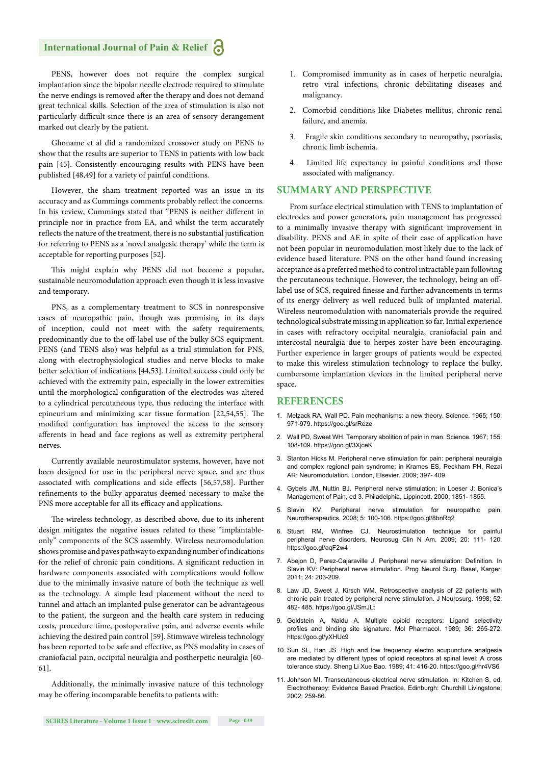PENS, however does not require the complex surgical implantation since the bipolar needle electrode required to stimulate the nerve endings is removed after the therapy and does not demand great technical skills. Selection of the area of stimulation is also not particularly difficult since there is an area of sensory derangement marked out clearly by the patient.

Ghoname et al did a randomized crossover study on PENS to show that the results are superior to TENS in patients with low back pain [45]. Consistently encouraging results with PENS have been published [48,49] for a variety of painful conditions.

However, the sham treatment reported was an issue in its accuracy and as Cummings comments probably reflect the concerns. In his review, Cummings stated that "PENS is neither different in principle nor in practice from EA, and whilst the term accurately reflects the nature of the treatment, there is no substantial justification for referring to PENS as a 'novel analgesic therapy' while the term is acceptable for reporting purposes [52].

This might explain why PENS did not become a popular, sustainable neuromodulation approach even though it is less invasive and temporary.

PNS, as a complementary treatment to SCS in nonresponsive cases of neuropathic pain, though was promising in its days of inception, could not meet with the safety requirements, predominantly due to the off-label use of the bulky SCS equipment. PENS (and TENS also) was helpful as a trial stimulation for PNS, along with electrophysiological studies and nerve blocks to make better selection of indications [44,53]. Limited success could only be achieved with the extremity pain, especially in the lower extremities until the morphological configuration of the electrodes was altered to a cylindrical percutaneous type, thus reducing the interface with epineurium and minimizing scar tissue formation [22,54,55]. The modified configuration has improved the access to the sensory afferents in head and face regions as well as extremity peripheral nerves.

Currently available neurostimulator systems, however, have not been designed for use in the peripheral nerve space, and are thus associated with complications and side effects [56,57,58]. Further refinements to the bulky apparatus deemed necessary to make the PNS more acceptable for all its efficacy and applications.

The wireless technology, as described above, due to its inherent design mitigates the negative issues related to these "implantable-only" components of the SCS assembly. Wireless neuromodulation shows promise and paves pathway to expanding number of indications for the relief of chronic pain conditions. A significant reduction in hardware components associated with complications would follow due to the minimally invasive nature of both the technique as well as the technology. A simple lead placement without the need to tunnel and attach an implanted pulse generator can be advantageous to the patient, the surgeon and the health care system in reducing costs, procedure time, postoperative pain, and adverse events while achieving the desired pain control [59]. Stimwave wireless technology has been reported to be safe and effective, as PNS modality in cases of craniofacial pain, occipital neuralgia and postherpetic neuralgia [60-61].

Additionally, the minimally invasive nature of this technology may be offering incomparable benefits to patients with:

1. Compromised immunity as in cases of herpetic neuralgia, retro viral infections, chronic debilitating diseases and malignancy.
2. Comorbid conditions like Diabetes mellitus, chronic renal failure, and anemia.
3. Fragile skin conditions secondary to neuropathy, psoriasis, chronic limb ischemia.
4. Limited life expectancy in painful conditions and those associated with malignancy.

## SUMMARY AND PERSPECTIVE

From surface electrical stimulation with TENS to implantation of electrodes and power generators, pain management has progressed to a minimally invasive therapy with significant improvement in disability. PENS and AE in spite of their ease of application have not been popular in neuromodulation most likely due to the lack of evidence based literature. PNS on the other hand found increasing acceptance as a preferred method to control intractable pain following the percutaneous technique. However, the technology, being an off-label use of SCS, required finesse and further advancements in terms of its energy delivery as well reduced bulk of implanted material. Wireless neuromodulation with nanomaterials provide the required technological substrate missing in application so far. Initial experience in cases with refractory occipital neuralgia, craniofacial pain and intercostal neuralgia due to herpes zoster have been encouraging. Further experience in larger groups of patients would be expected to make this wireless stimulation technology to replace the bulky, cumbersome implantation devices in the limited peripheral nerve space.

## REFERENCES

1. Melzack RA, Wall PD. Pain mechanisms: a new theory. Science. 1965; 150: 971-979. https://goo.gl/srReze
2. Wall PD, Sweet WH. Temporary abolition of pain in man. Science. 1967; 155: 108-109. https://goo.gl/3XjceK
3. Stanton Hicks M. Peripheral nerve stimulation for pain: peripheral neuralgia and complex regional pain syndrome; in Krames ES, Peckham PH, Rezai AR: Neuromodulation. London, Elsevier. 2009; 397- 409.
4. Gybels JM, Nuttin BJ. Peripheral nerve stimulation; in Loeser J: Bonica's Management of Pain, ed 3. Philadelphia, Lippincott. 2000; 1851- 1855.
5. Slavin KV. Peripheral nerve stimulation for neuropathic pain. Neurotherapeutics. 2008; 5: 100-106. https://goo.gl/8bnRq2
6. Stuart RM, Winfree CJ. Neurostimulation technique for painful peripheral nerve disorders. Neurosug Clin N Am. 2009; 20: 111- 120. https://goo.gl/aqF2w4
7. Abejon D, Perez-Cajaraville J. Peripheral nerve stimulation: Definition. In Slavin KV: Peripheral nerve stimulation. Prog Neurol Surg. Basel, Karger, 2011; 24: 203-209.
8. Law JD, Sweet J, Kirsch WM. Retrospective analysis of 22 patients with chronic pain treated by peripheral nerve stimulation. J Neurosurg. 1998; 52: 482- 485. https://goo.gl/JSmJLt
9. Goldstein A, Naidu A. Multiple opioid receptors: Ligand selectivity profiles and binding site signature. Mol Pharmacol. 1989; 36: 265-272. https://goo.gl/yXHUc9
10. Sun SL, Han JS. High and low frequency electro acupuncture analgesia are mediated by different types of opioid receptors at spinal level: A cross tolerance study. Sheng Li Xue Bao. 1989; 41: 416-20. https://goo.gl/hr4VS6
11. Johnson MI. Transcutaneous electrical nerve stimulation. In: Kitchen S, ed. Electrotherapy: Evidence Based Practice. Edinburgh: Churchill Livingstone; 2002: 259-86.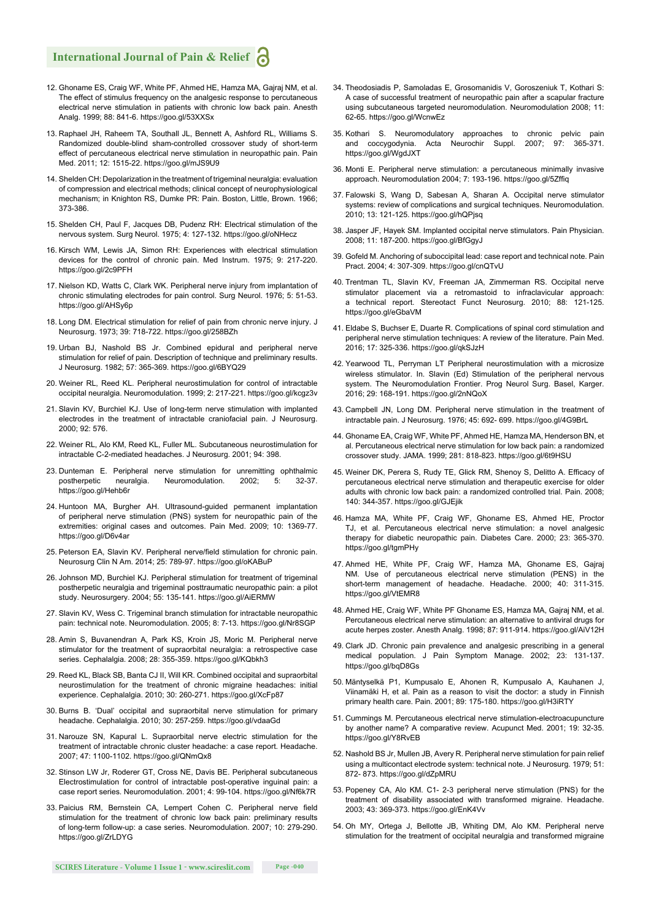12. Ghoname ES, Craig WF, White PF, Ahmed HE, Hamza MA, Gajraj NM, et al. The effect of stimulus frequency on the analgesic response to percutaneous electrical nerve stimulation in patients with chronic low back pain. Anesth Analg. 1999; 88: 841-6. https://goo.gl/53XXSx

13. Raphael JH, Raheem TA, Southall JL, Bennett A, Ashford RL, Williams S. Randomized double-blind sham-controlled crossover study of short-term effect of percutaneous electrical nerve stimulation in neuropathic pain. Pain Med. 2011; 12: 1515-22. https://goo.gl/mJS9U9

14. Shelden CH: Depolarization in the treatment of trigeminal neuralgia: evaluation of compression and electrical methods; clinical concept of neurophysiological mechanism; in Knighton RS, Dumke PR: Pain. Boston, Little, Brown. 1966; 373-386.

15. Shelden CH, Paul F, Jacques DB, Pudenz RH: Electrical stimulation of the nervous system. Surg Neurol. 1975; 4: 127-132. https://goo.gl/oNHecz

16. Kirsch WM, Lewis JA, Simon RH: Experiences with electrical stimulation devices for the control of chronic pain. Med Instrum. 1975; 9: 217-220. https://goo.gl/2c9PFH

17. Nielson KD, Watts C, Clark WK. Peripheral nerve injury from implantation of chronic stimulating electrodes for pain control. Surg Neurol. 1976; 5: 51-53. https://goo.gl/AHSy6p

18. Long DM. Electrical stimulation for relief of pain from chronic nerve injury. J Neurosurg. 1973; 39: 718-722. https://goo.gl/258BZh

19. Urban BJ, Nashold BS Jr. Combined epidural and peripheral nerve stimulation for relief of pain. Description of technique and preliminary results. J Neurosurg. 1982; 57: 365-369. https://goo.gl/6BYQ29

20. Weiner RL, Reed KL. Peripheral neurostimulation for control of intractable occipital neuralgia. Neuromodulation. 1999; 2: 217-221. https://goo.gl/kcgz3v

21. Slavin KV, Burchiel KJ. Use of long-term nerve stimulation with implanted electrodes in the treatment of intractable craniofacial pain. J Neurosurg. 2000; 92: 576.

22. Weiner RL, Alo KM, Reed KL, Fuller ML. Subcutaneous neurostimulation for intractable C-2-mediated headaches. J Neurosurg. 2001; 94: 398.

23. Dunteman E. Peripheral nerve stimulation for unremitting ophthalmic postherpetic neuralgia. Neuromodulation. 2002; 5: 32-37. https://goo.gl/Hehb6r

24. Huntoon MA, Burgher AH. Ultrasound-guided permanent implantation of peripheral nerve stimulation (PNS) system for neuropathic pain of the extremities: original cases and outcomes. Pain Med. 2009; 10: 1369-77. https://goo.gl/D6v4ar

25. Peterson EA, Slavin KV. Peripheral nerve/field stimulation for chronic pain. Neurosurg Clin N Am. 2014; 25: 789-97. https://goo.gl/oKABuP

26. Johnson MD, Burchiel KJ. Peripheral stimulation for treatment of trigeminal postherpetic neuralgia and trigeminal posttraumatic neuropathic pain: a pilot study. Neurosurgery. 2004; 55: 135-141. https://goo.gl/AiERMW

27. Slavin KV, Wess C. Trigeminal branch stimulation for intractable neuropathic pain: technical note. Neuromodulation. 2005; 8: 7-13. https://goo.gl/Nr8SGP

28. Amin S, Buvanendran A, Park KS, Kroin JS, Moric M. Peripheral nerve stimulator for the treatment of supraorbital neuralgia: a retrospective case series. Cephalalgia. 2008; 28: 355-359. https://goo.gl/KQbkh3

29. Reed KL, Black SB, Banta CJ II, Will KR. Combined occipital and supraorbital neurostimulation for the treatment of chronic migraine headaches: initial experience. Cephalalgia. 2010; 30: 260-271. https://goo.gl/XcFp87

30. Burns B. 'Dual' occipital and supraorbital nerve stimulation for primary headache. Cephalalgia. 2010; 30: 257-259. https://goo.gl/vdaaGd

31. Narouze SN, Kapural L. Supraorbital nerve electric stimulation for the treatment of intractable chronic cluster headache: a case report. Headache. 2007; 47: 1100-1102. https://goo.gl/QNmQx8

32. Stinson LW Jr, Roderer GT, Cross NE, Davis BE. Peripheral subcutaneous Electrostimulation for control of intractable post-operative inguinal pain: a case report series. Neuromodulation. 2001; 4: 99-104. https://goo.gl/Nf6k7R

33. Paicius RM, Bernstein CA, Lempert Cohen C. Peripheral nerve field stimulation for the treatment of chronic low back pain: preliminary results of long-term follow-up: a case series. Neuromodulation. 2007; 10: 279-290. https://goo.gl/ZrLDYG

34. Theodosiadis P, Samoladas E, Grosomanidis V, Goroszeniuk T, Kothari S: A case of successful treatment of neuropathic pain after a scapular fracture using subcutaneous targeted neuromodulation. Neuromodulation 2008; 11: 62-65. https://goo.gl/WcnwEz

35. Kothari S. Neuromodulatory approaches to chronic pelvic pain and coccygodynia. Acta Neurochir Suppl. 2007; 97: 365-371. https://goo.gl/WgdJXT

36. Monti E. Peripheral nerve stimulation: a percutaneous minimally invasive approach. Neuromodulation 2004; 7: 193-196. https://goo.gl/5Zffiq

37. Falowski S, Wang D, Sabesan A, Sharan A. Occipital nerve stimulator systems: review of complications and surgical techniques. Neuromodulation. 2010; 13: 121-125. https://goo.gl/hQPjsq

38. Jasper JF, Hayek SM. Implanted occipital nerve stimulators. Pain Physician. 2008; 11: 187-200. https://goo.gl/BfGgyJ

39. Gofeld M. Anchoring of suboccipital lead: case report and technical note. Pain Pract. 2004; 4: 307-309. https://goo.gl/cnQTvU

40. Trentman TL, Slavin KV, Freeman JA, Zimmerman RS. Occipital nerve stimulator placement via a retromastoid to infraclavicular approach: a technical report. Stereotact Funct Neurosurg. 2010; 88: 121-125. https://goo.gl/eGbaVM

41. Eldabe S, Buchser E, Duarte R. Complications of spinal cord stimulation and peripheral nerve stimulation techniques: A review of the literature. Pain Med. 2016; 17: 325-336. https://goo.gl/qkSJzH

42. Yearwood TL, Perryman LT Peripheral neurostimulation with a microsize wireless stimulator. In. Slavin (Ed) Stimulation of the peripheral nervous system. The Neuromodulation Frontier. Prog Neurol Surg. Basel, Karger. 2016; 29: 168-191. https://goo.gl/2nNQoX

43. Campbell JN, Long DM. Peripheral nerve stimulation in the treatment of intractable pain. J Neurosurg. 1976; 45: 692- 699. https://goo.gl/4G9BrL

44. Ghoname EA, Craig WF, White PF, Ahmed HE, Hamza MA, Henderson BN, et al. Percutaneous electrical nerve stimulation for low back pain: a randomized crossover study. JAMA. 1999; 281: 818-823. https://goo.gl/6t9HSU

45. Weiner DK, Perera S, Rudy TE, Glick RM, Shenoy S, Delitto A. Efficacy of percutaneous electrical nerve stimulation and therapeutic exercise for older adults with chronic low back pain: a randomized controlled trial. Pain. 2008; 140: 344-357. https://goo.gl/GJEjik

46. Hamza MA, White PF, Craig WF, Ghoname ES, Ahmed HE, Proctor TJ, et al. Percutaneous electrical nerve stimulation: a novel analgesic therapy for diabetic neuropathic pain. Diabetes Care. 2000; 23: 365-370. https://goo.gl/tgmPHy

47. Ahmed HE, White PF, Craig WF, Hamza MA, Ghoname ES, Gajraj NM. Use of percutaneous electrical nerve stimulation (PENS) in the short-term management of headache. Headache. 2000; 40: 311-315. https://goo.gl/VtEMR8

48. Ahmed HE, Craig WF, White PF Ghoname ES, Hamza MA, Gajraj NM, et al. Percutaneous electrical nerve stimulation: an alternative to antiviral drugs for acute herpes zoster. Anesth Analg. 1998; 87: 911-914. https://goo.gl/AiV12H

49. Clark JD. Chronic pain prevalence and analgesic prescribing in a general medical population. J Pain Symptom Manage. 2002; 23: 131-137. https://goo.gl/bqD8Gs

50. Mäntyselkä P1, Kumpusalo E, Ahonen R, Kumpusalo A, Kauhanen J, Viinamäki H, et al. Pain as a reason to visit the doctor: a study in Finnish primary health care. Pain. 2001; 89: 175-180. https://goo.gl/H3iRTY

51. Cummings M. Percutaneous electrical nerve stimulation-electroacupuncture by another name? A comparative review. Acupunct Med. 2001; 19: 32-35. https://goo.gl/Y8RvEB

52. Nashold BS Jr, Mullen JB, Avery R. Peripheral nerve stimulation for pain relief using a multicontact electrode system: technical note. J Neurosurg. 1979; 51: 872- 873. https://goo.gl/dZpMRU

53. Popeney CA, Alo KM. C1- 2-3 peripheral nerve stimulation (PNS) for the treatment of disability associated with transformed migraine. Headache. 2003; 43: 369-373. https://goo.gl/EnK4Vv

54. Oh MY, Ortega J, Bellotte JB, Whiting DM, Alo KM. Peripheral nerve stimulation for the treatment of occipital neuralgia and transformed migraine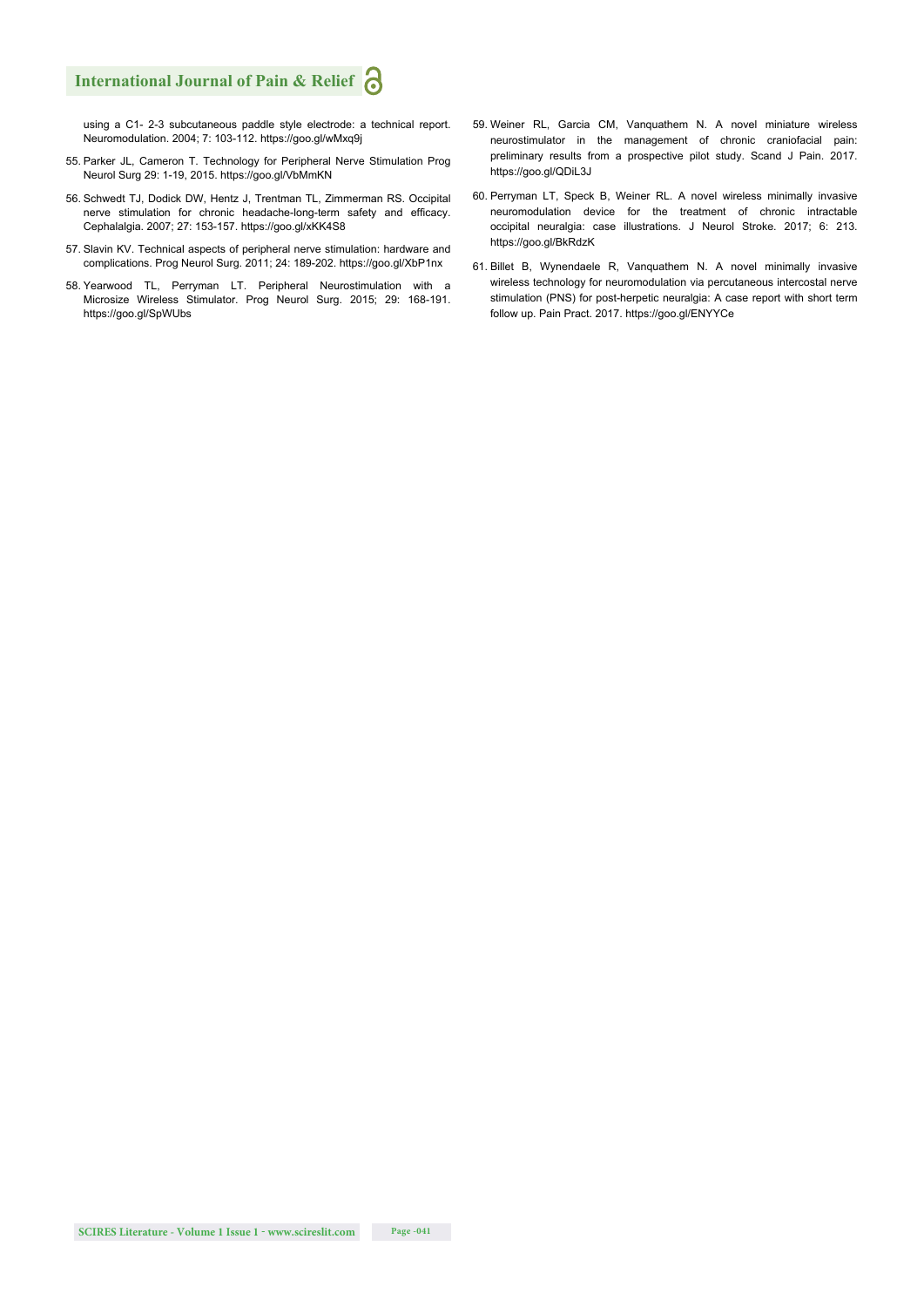using a C1- 2-3 subcutaneous paddle style electrode: a technical report. Neuromodulation. 2004; 7: 103-112. https://goo.gl/wMxq9j

55. Parker JL, Cameron T. Technology for Peripheral Nerve Stimulation Prog Neurol Surg 29: 1-19, 2015. https://goo.gl/VbMmKN
56. Schwedt TJ, Dodick DW, Hentz J, Trentman TL, Zimmerman RS. Occipital nerve stimulation for chronic headache-long-term safety and efficacy. Cephalalgia. 2007; 27: 153-157. https://goo.gl/xKK4S8
57. Slavin KV. Technical aspects of peripheral nerve stimulation: hardware and complications. Prog Neurol Surg. 2011; 24: 189-202. https://goo.gl/XbP1nx
58. Yearwood TL, Perryman LT. Peripheral Neurostimulation with a Microsize Wireless Stimulator. Prog Neurol Surg. 2015; 29: 168-191. https://goo.gl/SpWUbs
59. Weiner RL, Garcia CM, Vanquathem N. A novel miniature wireless neurostimulator in the management of chronic craniofacial pain: preliminary results from a prospective pilot study. Scand J Pain. 2017. https://goo.gl/QDiL3J
60. Perryman LT, Speck B, Weiner RL. A novel wireless minimally invasive neuromodulation device for the treatment of chronic intractable occipital neuralgia: case illustrations. J Neurol Stroke. 2017; 6: 213. https://goo.gl/BkRdzK
61. Billet B, Wynendaele R, Vanquathem N. A novel minimally invasive wireless technology for neuromodulation via percutaneous intercostal nerve stimulation (PNS) for post-herpetic neuralgia: A case report with short term follow up. Pain Pract. 2017. https://goo.gl/ENYYCe